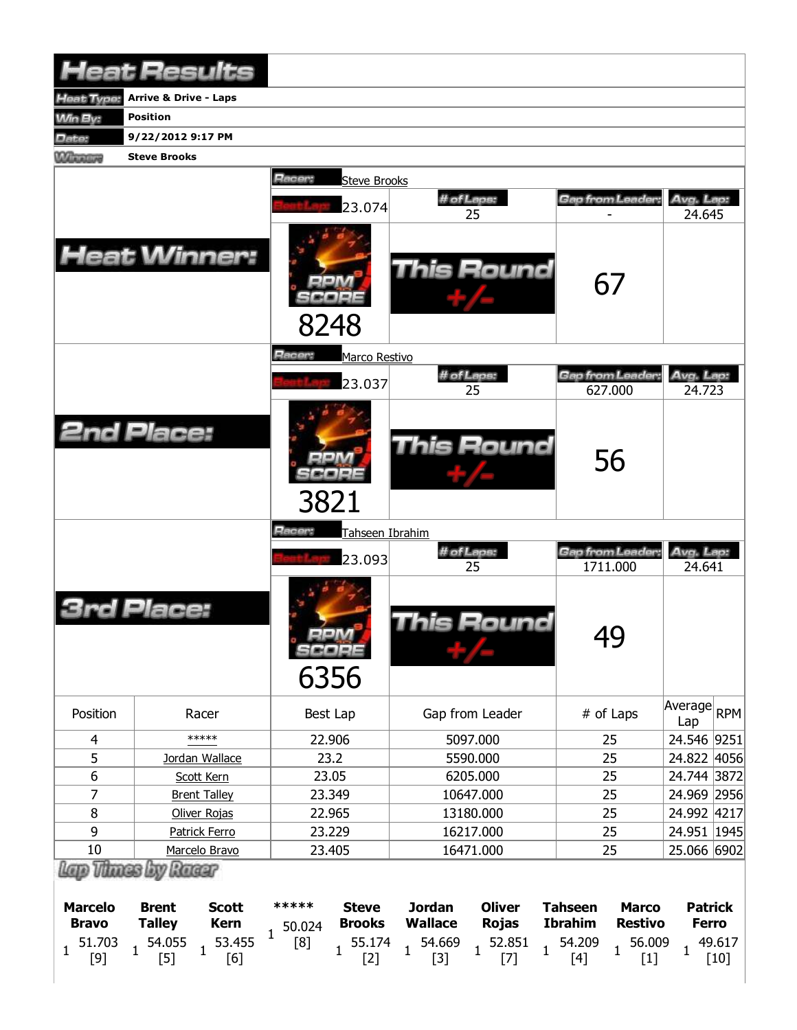# Heat Results

**Heat Type:** Arrive & Drive - Laps

**Win By:** Position

**Date:** 9/22/2012 9:17 PM

**Winner:** Steve Brooks

## Heat Winner:

**Racer:** Steve Brooks

| Best Lap | # of Laps | Gap from Leader | Avg. Lap |
|---|---|---|---|
| 23.074 | 25 | - | 24.645 |

RPM SCORE: 8248

This Round +/-: 67

## 2nd Place:

**Racer:** Marco Restivo

| Best Lap | # of Laps | Gap from Leader | Avg. Lap |
|---|---|---|---|
| 23.037 | 25 | 627.000 | 24.723 |

RPM SCORE: 3821

This Round +/-: 56

## 3rd Place:

**Racer:** Tahseen Ibrahim

| Best Lap | # of Laps | Gap from Leader | Avg. Lap |
|---|---|---|---|
| 23.093 | 25 | 1711.000 | 24.641 |

RPM SCORE: 6356

This Round +/-: 49

| Position | Racer | Best Lap | Gap from Leader | # of Laps | Average Lap | RPM |
|---|---|---|---|---|---|---|
| 4 | ***** | 22.906 | 5097.000 | 25 | 24.546 | 9251 |
| 5 | Jordan Wallace | 23.2 | 5590.000 | 25 | 24.822 | 4056 |
| 6 | Scott Kern | 23.05 | 6205.000 | 25 | 24.744 | 3872 |
| 7 | Brent Talley | 23.349 | 10647.000 | 25 | 24.969 | 2956 |
| 8 | Oliver Rojas | 22.965 | 13180.000 | 25 | 24.992 | 4217 |
| 9 | Patrick Ferro | 23.229 | 16217.000 | 25 | 24.951 | 1945 |
| 10 | Marcelo Bravo | 23.405 | 16471.000 | 25 | 25.066 | 6902 |

## Lap Times by Racer

| Lap | Marcelo Bravo | Brent Talley | Scott Kern | ***** | Steve Brooks | Jordan Wallace | Oliver Rojas | Tahseen Ibrahim | Marco Restivo | Patrick Ferro |
|---|---|---|---|---|---|---|---|---|---|---|
| 1 | 51.703 [9] | 54.055 [5] | 53.455 [6] | 50.024 [8] | 55.174 [2] | 54.669 [3] | 52.851 [7] | 54.209 [4] | 56.009 [1] | 49.617 [10] |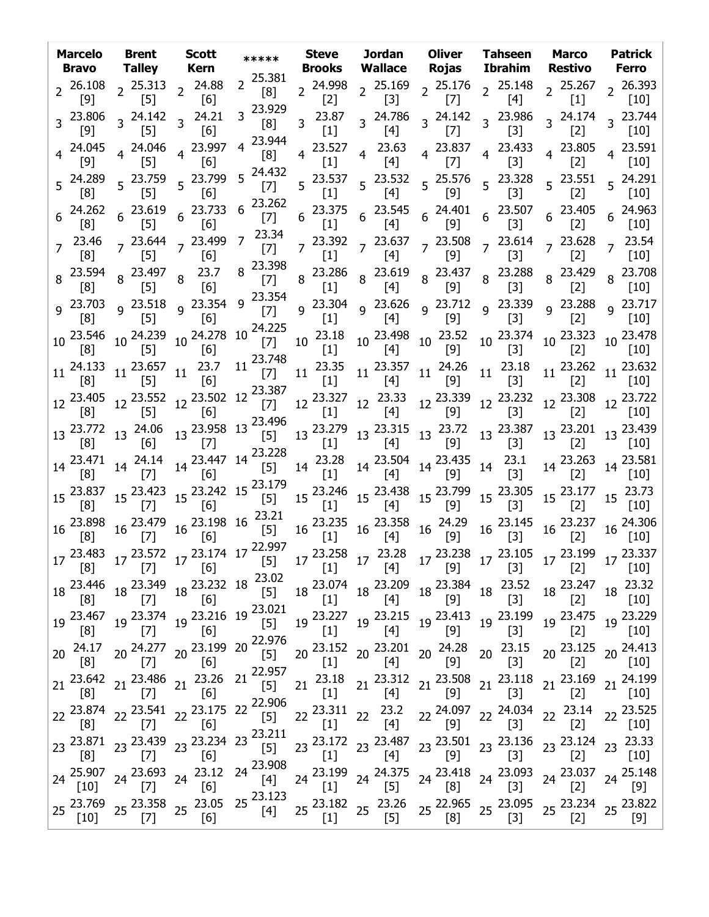| Marcelo Bravo | Brent Talley | Scott Kern | ***** | Steve Brooks | Jordan Wallace | Oliver Rojas | Tahseen Ibrahim | Marco Restivo | Patrick Ferro |
|---|---|---|---|---|---|---|---|---|---|
| 2 26.108 [9] | 2 25.313 [5] | 2 24.88 [6] | 2 25.381 [8] | 2 24.998 [2] | 2 25.169 [3] | 2 25.176 [7] | 2 25.148 [4] | 2 25.267 [1] | 2 26.393 [10] |
| 3 23.806 [9] | 3 24.142 [5] | 3 24.21 [6] | 3 23.929 [8] | 3 23.87 [1] | 3 24.786 [4] | 3 24.142 [7] | 3 23.986 [3] | 3 24.174 [2] | 3 23.744 [10] |
| 4 24.045 [9] | 4 24.046 [5] | 4 23.997 [6] | 4 23.944 [8] | 4 23.527 [1] | 4 23.63 [4] | 4 23.837 [7] | 4 23.433 [3] | 4 23.805 [2] | 4 23.591 [10] |
| 5 24.289 [8] | 5 23.759 [5] | 5 23.799 [6] | 5 24.432 [7] | 5 23.537 [1] | 5 23.532 [4] | 5 25.576 [9] | 5 23.328 [3] | 5 23.551 [2] | 5 24.291 [10] |
| 6 24.262 [8] | 6 23.619 [5] | 6 23.733 [6] | 6 23.262 [7] | 6 23.375 [1] | 6 23.545 [4] | 6 24.401 [9] | 6 23.507 [3] | 6 23.405 [2] | 6 24.963 [10] |
| 7 23.46 [8] | 7 23.644 [5] | 7 23.499 [6] | 7 23.34 [7] | 7 23.392 [1] | 7 23.637 [4] | 7 23.508 [9] | 7 23.614 [3] | 7 23.628 [2] | 7 23.54 [10] |
| 8 23.594 [8] | 8 23.497 [5] | 8 23.7 [6] | 8 23.398 [7] | 8 23.286 [1] | 8 23.619 [4] | 8 23.437 [9] | 8 23.288 [3] | 8 23.429 [2] | 8 23.708 [10] |
| 9 23.703 [8] | 9 23.518 [5] | 9 23.354 [6] | 9 23.354 [7] | 9 23.304 [1] | 9 23.626 [4] | 9 23.712 [9] | 9 23.339 [3] | 9 23.288 [2] | 9 23.717 [10] |
| 10 23.546 [8] | 10 24.239 [5] | 10 24.278 [6] | 10 24.225 [7] | 10 23.18 [1] | 10 23.498 [4] | 10 23.52 [9] | 10 23.374 [3] | 10 23.323 [2] | 10 23.478 [10] |
| 11 24.133 [8] | 11 23.657 [5] | 11 23.7 [6] | 11 23.748 [7] | 11 23.35 [1] | 11 23.357 [4] | 11 24.26 [9] | 11 23.18 [3] | 11 23.262 [2] | 11 23.632 [10] |
| 12 23.405 [8] | 12 23.552 [5] | 12 23.502 [6] | 12 23.387 [7] | 12 23.327 [1] | 12 23.33 [4] | 12 23.339 [9] | 12 23.232 [3] | 12 23.308 [2] | 12 23.722 [10] |
| 13 23.772 [8] | 13 24.06 [6] | 13 23.958 [7] | 13 23.496 [5] | 13 23.279 [1] | 13 23.315 [4] | 13 23.72 [9] | 13 23.387 [3] | 13 23.201 [2] | 13 23.439 [10] |
| 14 23.471 [8] | 14 24.14 [7] | 14 23.447 [6] | 14 23.228 [5] | 14 23.28 [1] | 14 23.504 [4] | 14 23.435 [9] | 14 23.1 [3] | 14 23.263 [2] | 14 23.581 [10] |
| 15 23.837 [8] | 15 23.423 [7] | 15 23.242 [6] | 15 23.179 [5] | 15 23.246 [1] | 15 23.438 [4] | 15 23.799 [9] | 15 23.305 [3] | 15 23.177 [2] | 15 23.73 [10] |
| 16 23.898 [8] | 16 23.479 [7] | 16 23.198 [6] | 16 23.21 [5] | 16 23.235 [1] | 16 23.358 [4] | 16 24.29 [9] | 16 23.145 [3] | 16 23.237 [2] | 16 24.306 [10] |
| 17 23.483 [8] | 17 23.572 [7] | 17 23.174 [6] | 17 22.997 [5] | 17 23.258 [1] | 17 23.28 [4] | 17 23.238 [9] | 17 23.105 [3] | 17 23.199 [2] | 17 23.337 [10] |
| 18 23.446 [8] | 18 23.349 [7] | 18 23.232 [6] | 18 23.02 [5] | 18 23.074 [1] | 18 23.209 [4] | 18 23.384 [9] | 18 23.52 [3] | 18 23.247 [2] | 18 23.32 [10] |
| 19 23.467 [8] | 19 23.374 [7] | 19 23.216 [6] | 19 23.021 [5] | 19 23.227 [1] | 19 23.215 [4] | 19 23.413 [9] | 19 23.199 [3] | 19 23.475 [2] | 19 23.229 [10] |
| 20 24.17 [8] | 20 24.277 [7] | 20 23.199 [6] | 20 22.976 [5] | 20 23.152 [1] | 20 23.201 [4] | 20 24.28 [9] | 20 23.15 [3] | 20 23.125 [2] | 20 24.413 [10] |
| 21 23.642 [8] | 21 23.486 [7] | 21 23.26 [6] | 21 22.957 [5] | 21 23.18 [1] | 21 23.312 [4] | 21 23.508 [9] | 21 23.118 [3] | 21 23.169 [2] | 21 24.199 [10] |
| 22 23.874 [8] | 22 23.541 [7] | 22 23.175 [6] | 22 22.906 [5] | 22 23.311 [1] | 22 23.2 [4] | 22 24.097 [9] | 22 24.034 [3] | 22 23.14 [2] | 22 23.525 [10] |
| 23 23.871 [8] | 23 23.439 [7] | 23 23.234 [6] | 23 23.211 [5] | 23 23.172 [1] | 23 23.487 [4] | 23 23.501 [9] | 23 23.136 [3] | 23 23.124 [2] | 23 23.33 [10] |
| 24 25.907 [10] | 24 23.693 [7] | 24 23.12 [6] | 24 23.908 [4] | 24 23.199 [1] | 24 24.375 [5] | 24 23.418 [8] | 24 23.093 [3] | 24 23.037 [2] | 24 25.148 [9] |
| 25 23.769 [10] | 25 23.358 [7] | 25 23.05 [6] | 25 23.123 [4] | 25 23.182 [1] | 25 23.26 [5] | 25 22.965 [8] | 25 23.095 [3] | 25 23.234 [2] | 25 23.822 [9] |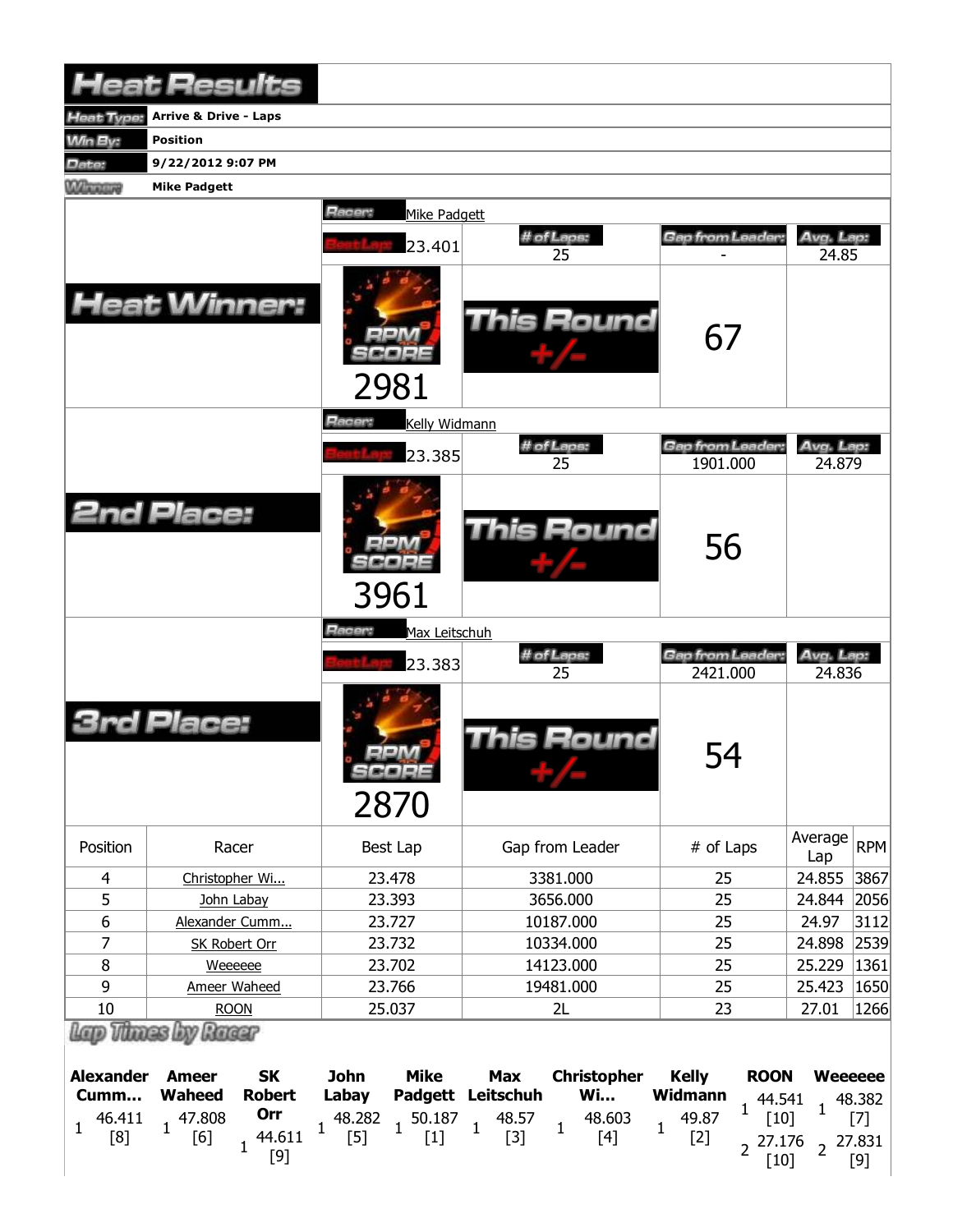# Heat Results

| | |
|---|---|
| Heat Type: | Arrive & Drive - Laps |
| Win By: | Position |
| Date: | 9/22/2012 9:07 PM |
| Winner: | Mike Padgett |

## Heat Winner:

Racer: Mike Padgett

| Best Lap | # of Laps | Gap from Leader | Avg. Lap |
|---|---|---|---|
| 23.401 | 25 | - | 24.85 |

RPM SCORE: 2981

This Round +/-: 67

## 2nd Place:

Racer: Kelly Widmann

| Best Lap | # of Laps | Gap from Leader | Avg. Lap |
|---|---|---|---|
| 23.385 | 25 | 1901.000 | 24.879 |

RPM SCORE: 3961

This Round +/-: 56

## 3rd Place:

Racer: Max Leitschuh

| Best Lap | # of Laps | Gap from Leader | Avg. Lap |
|---|---|---|---|
| 23.383 | 25 | 2421.000 | 24.836 |

RPM SCORE: 2870

This Round +/-: 54

| Position | Racer | Best Lap | Gap from Leader | # of Laps | Average Lap | RPM |
|---|---|---|---|---|---|---|
| 4 | Christopher Wi... | 23.478 | 3381.000 | 25 | 24.855 | 3867 |
| 5 | John Labay | 23.393 | 3656.000 | 25 | 24.844 | 2056 |
| 6 | Alexander Cumm... | 23.727 | 10187.000 | 25 | 24.97 | 3112 |
| 7 | SK Robert Orr | 23.732 | 10334.000 | 25 | 24.898 | 2539 |
| 8 | Weeeeee | 23.702 | 14123.000 | 25 | 25.229 | 1361 |
| 9 | Ameer Waheed | 23.766 | 19481.000 | 25 | 25.423 | 1650 |
| 10 | ROON | 25.037 | 2L | 23 | 27.01 | 1266 |

## Lap Times by Racer

| Lap | Alexander Cumm... | Ameer Waheed | SK Robert Orr | John Labay | Mike Padgett | Max Leitschuh | Christopher Wi... | Kelly Widmann | ROON | Weeeeee |
|---|---|---|---|---|---|---|---|---|---|---|
| 1 | 46.411 [8] | 47.808 [6] | 44.611 [9] | 48.282 [5] | 50.187 [1] | 48.57 [3] | 48.603 [4] | 49.87 [2] | 44.541 [10] | 48.382 [7] |
| 2 | | | | | | | | | 27.176 [10] | 27.831 [9] |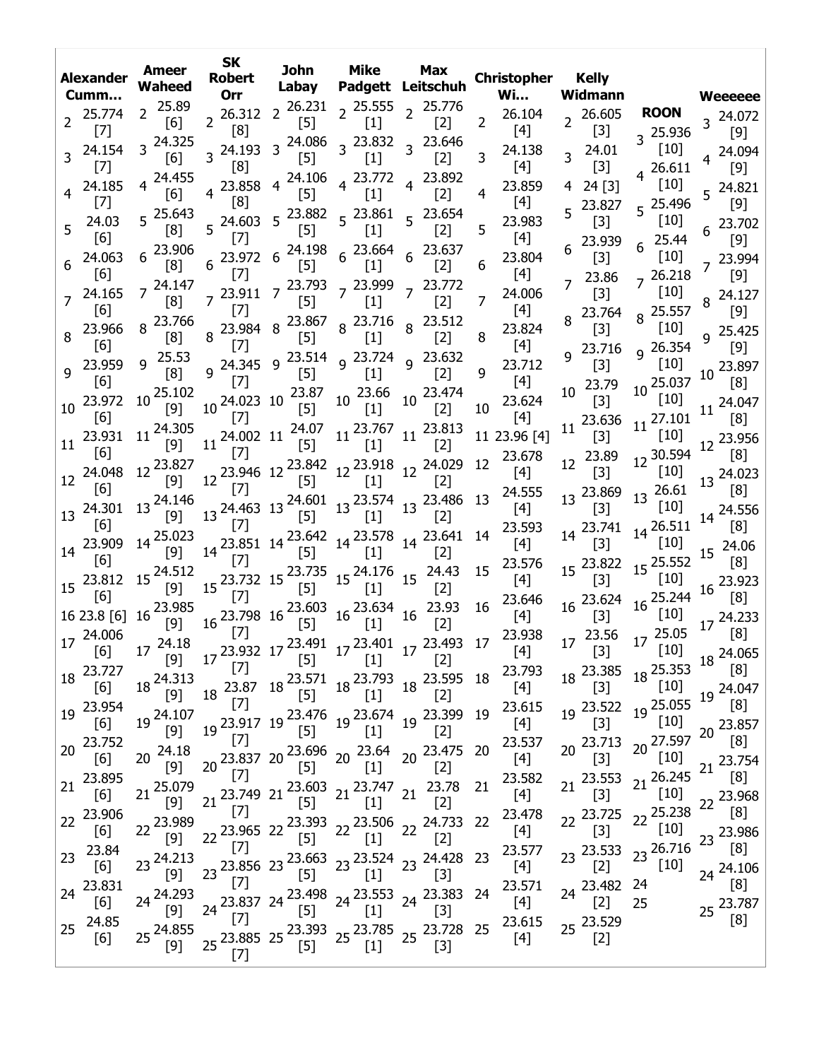| Lap | Alexander Cumm... | Ameer Waheed | SK Robert Orr | John Labay | Mike Padgett | Max Leitschuh | Christopher Wi... | Kelly Widmann | ROON | Weeeeee |
|---|---|---|---|---|---|---|---|---|---|---|
| 2 | 25.774 [7] | 25.89 [6] | 26.312 [8] | 26.231 [5] | 25.555 [1] | 25.776 [2] | 26.104 [4] | 26.605 [3] | | |
| 3 | 24.154 [7] | 24.325 [6] | 24.193 [8] | 24.086 [5] | 23.832 [1] | 23.646 [2] | 24.138 [4] | 24.01 [3] | 25.936 [10] | 24.072 [9] |
| 4 | 24.185 [7] | 24.455 [6] | 23.858 [8] | 24.106 [5] | 23.772 [1] | 23.892 [2] | 23.859 [4] | 24 [3] | 26.611 [10] | 24.094 [9] |
| 5 | 24.03 [6] | 25.643 [8] | 24.603 [7] | 23.882 [5] | 23.861 [1] | 23.654 [2] | 23.983 [4] | 23.827 [3] | 25.496 [10] | 24.821 [9] |
| 6 | 24.063 [6] | 23.906 [8] | 23.972 [7] | 24.198 [5] | 23.664 [1] | 23.637 [2] | 23.804 [4] | 23.939 [3] | 25.44 [10] | 23.702 [9] |
| 7 | 24.165 [6] | 24.147 [8] | 23.911 [7] | 23.793 [5] | 23.999 [1] | 23.772 [2] | 24.006 [4] | 23.86 [3] | 26.218 [10] | 23.994 [9] |
| 8 | 23.966 [6] | 23.766 [8] | 23.984 [7] | 23.867 [5] | 23.716 [1] | 23.512 [2] | 23.824 [4] | 23.764 [3] | 25.557 [10] | 24.127 [9] |
| 9 | 23.959 [6] | 25.53 [8] | 24.345 [7] | 23.514 [5] | 23.724 [1] | 23.632 [2] | 23.712 [4] | 23.716 [3] | 26.354 [10] | 25.425 [9] |
| 10 | 23.972 [6] | 25.102 [9] | 24.023 [7] | 23.87 [5] | 23.66 [1] | 23.474 [2] | 23.624 [4] | 23.79 [3] | 25.037 [10] | 23.897 [8] |
| 11 | 23.931 [6] | 24.305 [9] | 24.002 [7] | 24.07 [5] | 23.767 [1] | 23.813 [2] | 23.96 [4] | 23.636 [3] | 27.101 [10] | 24.047 [8] |
| 12 | 24.048 [6] | 23.827 [9] | 23.946 [7] | 23.842 [5] | 23.918 [1] | 24.029 [2] | 23.678 [4] | 23.89 [3] | 30.594 [10] | 23.956 [8] |
| 13 | 24.301 [6] | 24.146 [9] | 24.463 [7] | 24.601 [5] | 23.574 [1] | 23.486 [2] | 24.555 [4] | 23.869 [3] | 26.61 [10] | 24.023 [8] |
| 14 | 23.909 [6] | 25.023 [9] | 23.851 [7] | 23.642 [5] | 23.578 [1] | 23.641 [2] | 23.593 [4] | 23.741 [3] | 26.511 [10] | 24.556 [8] |
| 15 | 23.812 [6] | 24.512 [9] | 23.732 [7] | 23.735 [5] | 24.176 [1] | 24.43 [2] | 23.576 [4] | 23.822 [3] | 25.552 [10] | 24.06 [8] |
| 16 | 23.8 [6] | 23.985 [9] | 23.798 [7] | 23.603 [5] | 23.634 [1] | 23.93 [2] | 23.646 [4] | 23.624 [3] | 25.244 [10] | 23.923 [8] |
| 17 | 24.006 [6] | 24.18 [9] | 23.932 [7] | 23.491 [5] | 23.401 [1] | 23.493 [2] | 23.938 [4] | 23.56 [3] | 25.05 [10] | 24.233 [8] |
| 18 | 23.727 [6] | 24.313 [9] | 23.87 [7] | 23.571 [5] | 23.793 [1] | 23.595 [2] | 23.793 [4] | 23.385 [3] | 25.353 [10] | 24.065 [8] |
| 19 | 23.954 [6] | 24.107 [9] | 23.917 [7] | 23.476 [5] | 23.674 [1] | 23.399 [2] | 23.615 [4] | 23.522 [3] | 25.055 [10] | 24.047 [8] |
| 20 | 23.752 [6] | 24.18 [9] | 23.837 [7] | 23.696 [5] | 23.64 [1] | 23.475 [2] | 23.537 [4] | 23.713 [3] | 27.597 [10] | 23.857 [8] |
| 21 | 23.895 [6] | 25.079 [9] | 23.749 [7] | 23.603 [5] | 23.747 [1] | 23.78 [2] | 23.582 [4] | 23.553 [3] | 26.245 [10] | 23.754 [8] |
| 22 | 23.906 [6] | 23.989 [9] | 23.965 [7] | 23.393 [5] | 23.506 [1] | 24.733 [2] | 23.478 [4] | 23.725 [3] | 25.238 [10] | 23.968 [8] |
| 23 | 23.84 [6] | 24.213 [9] | 23.856 [7] | 23.663 [5] | 23.524 [1] | 24.428 [3] | 23.577 [4] | 23.533 [2] | 26.716 [10] | 23.986 [8] |
| 24 | 23.831 [6] | 24.293 [9] | 23.837 [7] | 23.498 [5] | 23.553 [1] | 23.383 [3] | 23.571 [4] | 23.482 [2] | | 24.106 [8] |
| 25 | 24.85 [6] | 24.855 [9] | 23.885 [7] | 23.393 [5] | 23.785 [1] | 23.728 [3] | 23.615 [4] | 23.529 [2] | | 23.787 [8] |